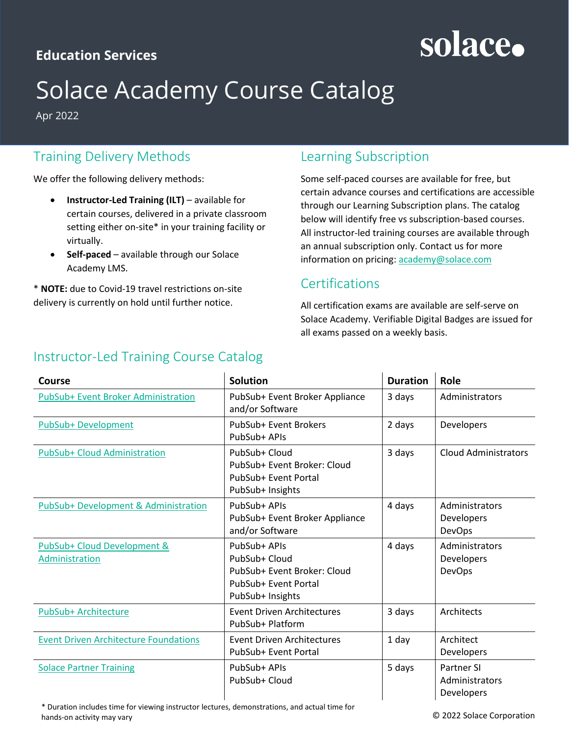Education Services

solace

# Solace Academy Course Catalog

Apr 2022

## Training Delivery Methods

We offer the following delivery methods:

- **Instructor-Led Training (ILT)** – available for certain courses, delivered in a private classroom setting either on-site* in your training facility or virtually.
- **Self-paced** – available through our Solace Academy LMS.

* **NOTE:** due to Covid-19 travel restrictions on-site delivery is currently on hold until further notice.

## Learning Subscription

Some self-paced courses are available for free, but certain advance courses and certifications are accessible through our Learning Subscription plans. The catalog below will identify free vs subscription-based courses. All instructor-led training courses are available through an annual subscription only. Contact us for more information on pricing: academy@solace.com

## Certifications

All certification exams are available are self-serve on Solace Academy. Verifiable Digital Badges are issued for all exams passed on a weekly basis.

## Instructor-Led Training Course Catalog

| Course | Solution | Duration | Role |
|---|---|---|---|
| PubSub+ Event Broker Administration | PubSub+ Event Broker Appliance and/or Software | 3 days | Administrators |
| PubSub+ Development | PubSub+ Event Brokers<br>PubSub+ APIs | 2 days | Developers |
| PubSub+ Cloud Administration | PubSub+ Cloud<br>PubSub+ Event Broker: Cloud<br>PubSub+ Event Portal<br>PubSub+ Insights | 3 days | Cloud Administrators |
| PubSub+ Development & Administration | PubSub+ APIs<br>PubSub+ Event Broker Appliance and/or Software | 4 days | Administrators<br>Developers<br>DevOps |
| PubSub+ Cloud Development & Administration | PubSub+ APIs<br>PubSub+ Cloud<br>PubSub+ Event Broker: Cloud<br>PubSub+ Event Portal<br>PubSub+ Insights | 4 days | Administrators<br>Developers<br>DevOps |
| PubSub+ Architecture | Event Driven Architectures<br>PubSub+ Platform | 3 days | Architects |
| Event Driven Architecture Foundations | Event Driven Architectures<br>PubSub+ Event Portal | 1 day | Architect<br>Developers |
| Solace Partner Training | PubSub+ APIs<br>PubSub+ Cloud | 5 days | Partner SI<br>Administrators<br>Developers |

* Duration includes time for viewing instructor lectures, demonstrations, and actual time for hands-on activity may vary

© 2022 Solace Corporation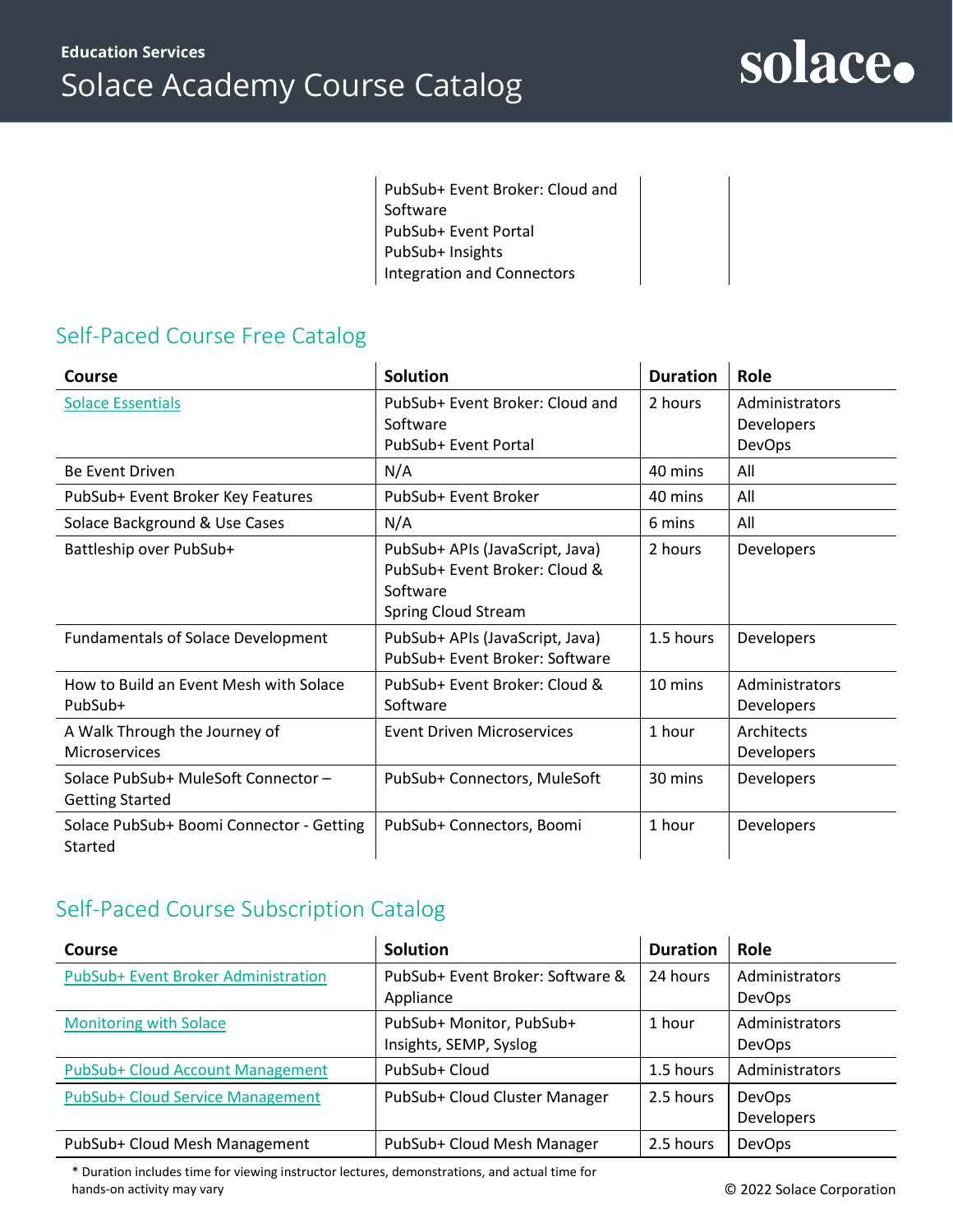| | PubSub+ Event Broker: Cloud and Software<br>PubSub+ Event Portal<br>PubSub+ Insights<br>Integration and Connectors | | |
|---|---|---|---|

## Self-Paced Course Free Catalog

| Course | Solution | Duration | Role |
|---|---|---|---|
| Solace Essentials | PubSub+ Event Broker: Cloud and Software<br>PubSub+ Event Portal | 2 hours | Administrators<br>Developers<br>DevOps |
| Be Event Driven | N/A | 40 mins | All |
| PubSub+ Event Broker Key Features | PubSub+ Event Broker | 40 mins | All |
| Solace Background & Use Cases | N/A | 6 mins | All |
| Battleship over PubSub+ | PubSub+ APIs (JavaScript, Java)<br>PubSub+ Event Broker: Cloud & Software<br>Spring Cloud Stream | 2 hours | Developers |
| Fundamentals of Solace Development | PubSub+ APIs (JavaScript, Java)<br>PubSub+ Event Broker: Software | 1.5 hours | Developers |
| How to Build an Event Mesh with Solace PubSub+ | PubSub+ Event Broker: Cloud & Software | 10 mins | Administrators<br>Developers |
| A Walk Through the Journey of Microservices | Event Driven Microservices | 1 hour | Architects<br>Developers |
| Solace PubSub+ MuleSoft Connector – Getting Started | PubSub+ Connectors, MuleSoft | 30 mins | Developers |
| Solace PubSub+ Boomi Connector - Getting Started | PubSub+ Connectors, Boomi | 1 hour | Developers |

## Self-Paced Course Subscription Catalog

| Course | Solution | Duration | Role |
|---|---|---|---|
| PubSub+ Event Broker Administration | PubSub+ Event Broker: Software & Appliance | 24 hours | Administrators<br>DevOps |
| Monitoring with Solace | PubSub+ Monitor, PubSub+ Insights, SEMP, Syslog | 1 hour | Administrators<br>DevOps |
| PubSub+ Cloud Account Management | PubSub+ Cloud | 1.5 hours | Administrators |
| PubSub+ Cloud Service Management | PubSub+ Cloud Cluster Manager | 2.5 hours | DevOps<br>Developers |
| PubSub+ Cloud Mesh Management | PubSub+ Cloud Mesh Manager | 2.5 hours | DevOps |

* Duration includes time for viewing instructor lectures, demonstrations, and actual time for hands-on activity may vary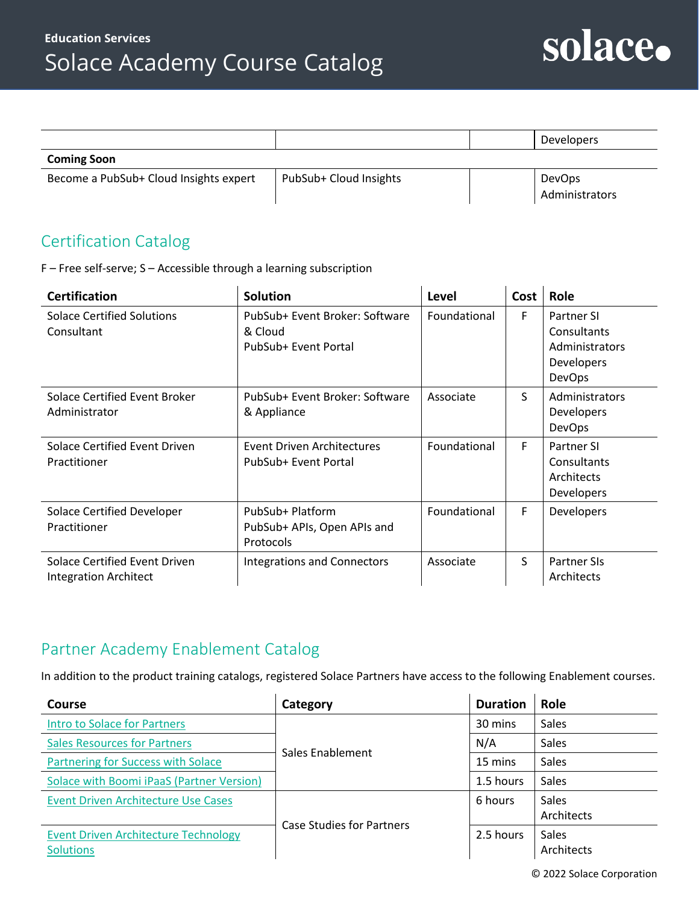|  |  |  | Developers |
|---|---|---|---|
| **Coming Soon** |  |  |  |
| Become a PubSub+ Cloud Insights expert | PubSub+ Cloud Insights |  | DevOps<br>Administrators |

## Certification Catalog

F – Free self-serve; S – Accessible through a learning subscription

| Certification | Solution | Level | Cost | Role |
|---|---|---|---|---|
| Solace Certified Solutions Consultant | PubSub+ Event Broker: Software & Cloud<br>PubSub+ Event Portal | Foundational | F | Partner SI Consultants<br>Administrators<br>Developers<br>DevOps |
| Solace Certified Event Broker Administrator | PubSub+ Event Broker: Software & Appliance | Associate | S | Administrators<br>Developers<br>DevOps |
| Solace Certified Event Driven Practitioner | Event Driven Architectures<br>PubSub+ Event Portal | Foundational | F | Partner SI Consultants<br>Architects<br>Developers |
| Solace Certified Developer Practitioner | PubSub+ Platform<br>PubSub+ APIs, Open APIs and Protocols | Foundational | F | Developers |
| Solace Certified Event Driven Integration Architect | Integrations and Connectors | Associate | S | Partner SIs<br>Architects |

## Partner Academy Enablement Catalog

In addition to the product training catalogs, registered Solace Partners have access to the following Enablement courses.

| Course | Category | Duration | Role |
|---|---|---|---|
| Intro to Solace for Partners | Sales Enablement | 30 mins | Sales |
| Sales Resources for Partners | Sales Enablement | N/A | Sales |
| Partnering for Success with Solace | Sales Enablement | 15 mins | Sales |
| Solace with Boomi iPaaS (Partner Version) | Sales Enablement | 1.5 hours | Sales |
| Event Driven Architecture Use Cases | Case Studies for Partners | 6 hours | Sales<br>Architects |
| Event Driven Architecture Technology Solutions | Case Studies for Partners | 2.5 hours | Sales<br>Architects |

© 2022 Solace Corporation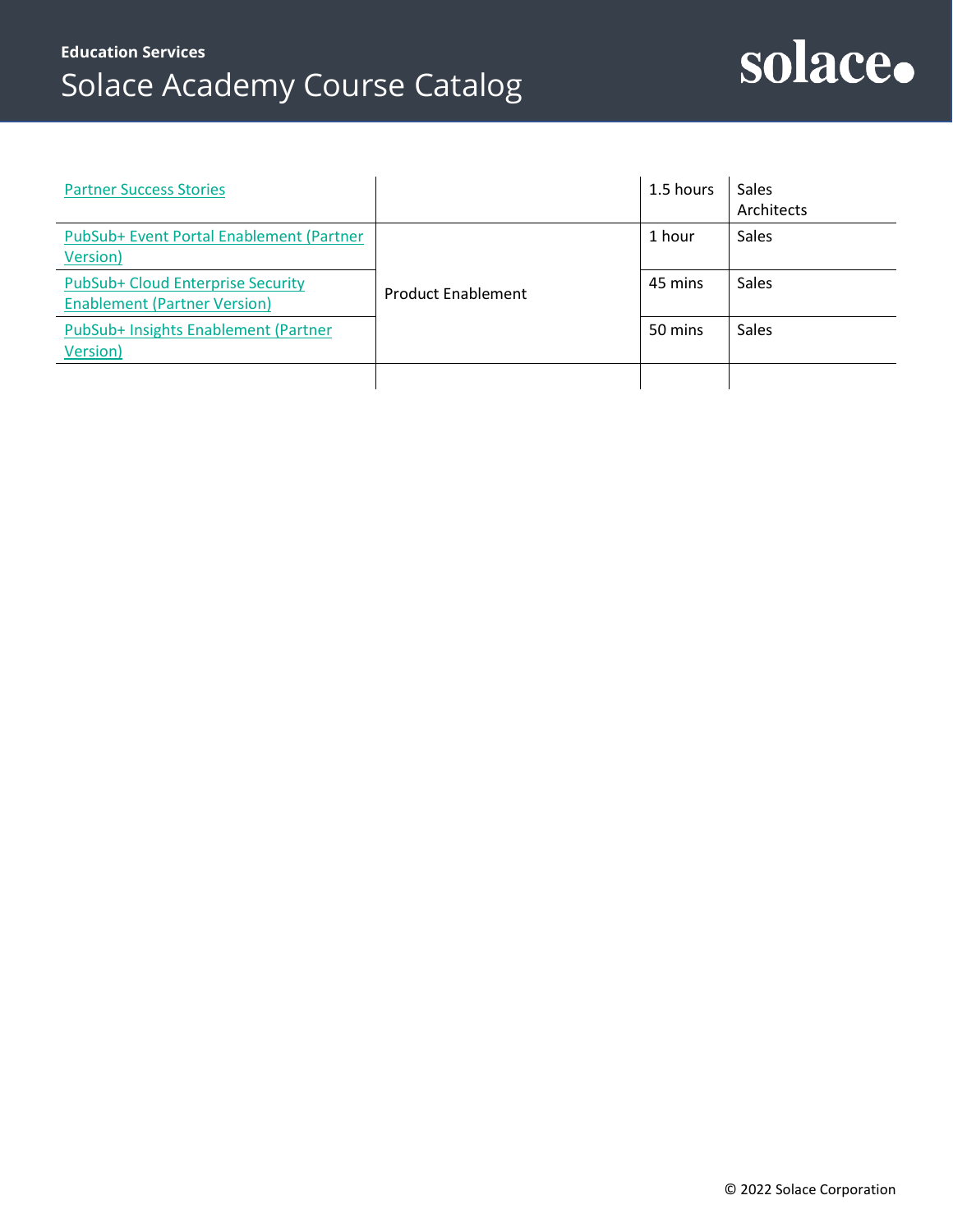| | | | |
|---|---|---|---|
| Partner Success Stories | | 1.5 hours | Sales Architects |
| PubSub+ Event Portal Enablement (Partner Version) | Product Enablement | 1 hour | Sales |
| PubSub+ Cloud Enterprise Security Enablement (Partner Version) | | 45 mins | Sales |
| PubSub+ Insights Enablement (Partner Version) | | 50 mins | Sales |
| | | | |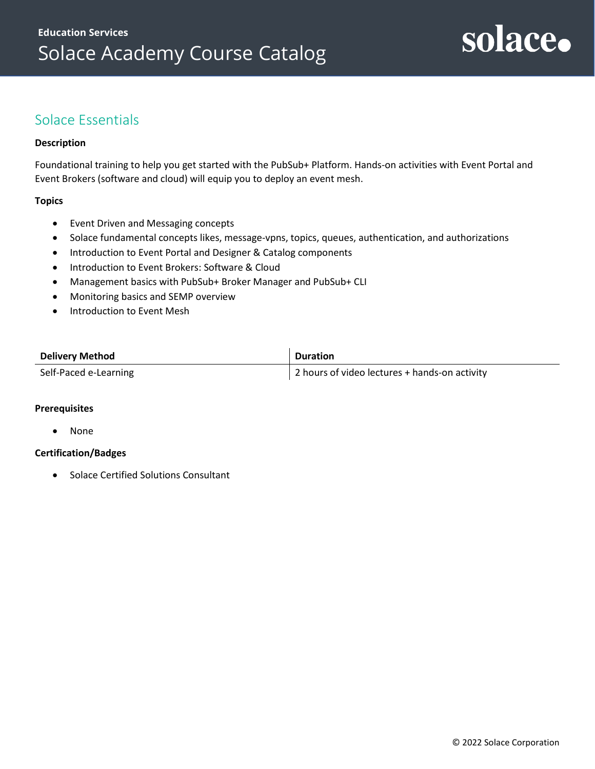## Solace Essentials

**Description**

Foundational training to help you get started with the PubSub+ Platform. Hands-on activities with Event Portal and Event Brokers (software and cloud) will equip you to deploy an event mesh.

**Topics**

- Event Driven and Messaging concepts
- Solace fundamental concepts likes, message-vpns, topics, queues, authentication, and authorizations
- Introduction to Event Portal and Designer & Catalog components
- Introduction to Event Brokers: Software & Cloud
- Management basics with PubSub+ Broker Manager and PubSub+ CLI
- Monitoring basics and SEMP overview
- Introduction to Event Mesh

| Delivery Method | Duration |
| --- | --- |
| Self-Paced e-Learning | 2 hours of video lectures + hands-on activity |

**Prerequisites**

- None

**Certification/Badges**

- Solace Certified Solutions Consultant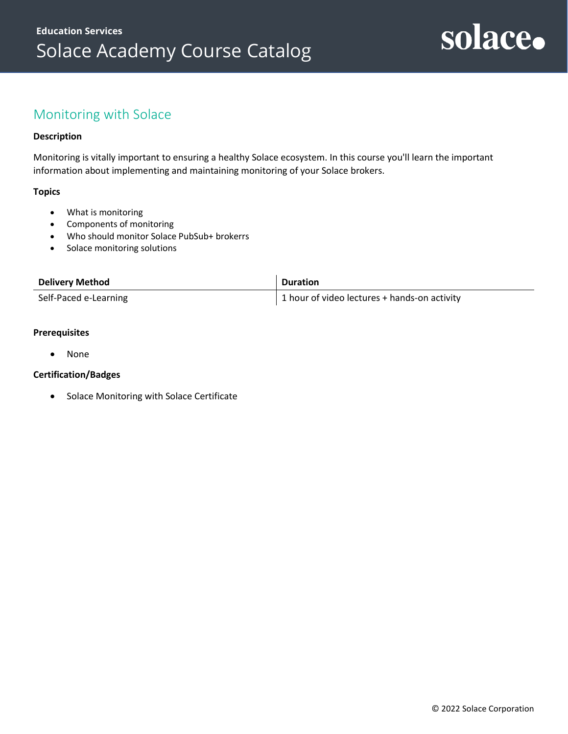## Monitoring with Solace

**Description**

Monitoring is vitally important to ensuring a healthy Solace ecosystem. In this course you'll learn the important information about implementing and maintaining monitoring of your Solace brokers.

**Topics**

- What is monitoring
- Components of monitoring
- Who should monitor Solace PubSub+ brokerrs
- Solace monitoring solutions

| Delivery Method | Duration |
| --- | --- |
| Self-Paced e-Learning | 1 hour of video lectures + hands-on activity |

**Prerequisites**

- None

**Certification/Badges**

- Solace Monitoring with Solace Certificate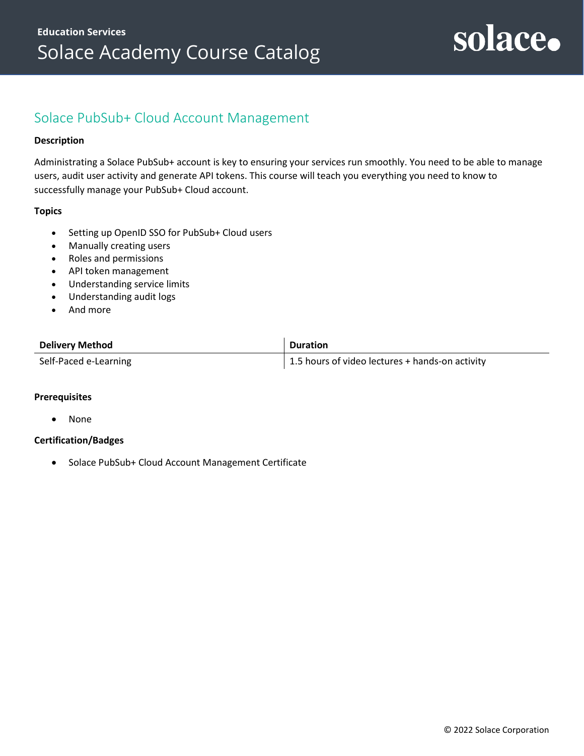## Solace PubSub+ Cloud Account Management

**Description**

Administrating a Solace PubSub+ account is key to ensuring your services run smoothly. You need to be able to manage users, audit user activity and generate API tokens. This course will teach you everything you need to know to successfully manage your PubSub+ Cloud account.

**Topics**

- Setting up OpenID SSO for PubSub+ Cloud users
- Manually creating users
- Roles and permissions
- API token management
- Understanding service limits
- Understanding audit logs
- And more

| Delivery Method | Duration |
| --- | --- |
| Self-Paced e-Learning | 1.5 hours of video lectures + hands-on activity |

**Prerequisites**

- None

**Certification/Badges**

- Solace PubSub+ Cloud Account Management Certificate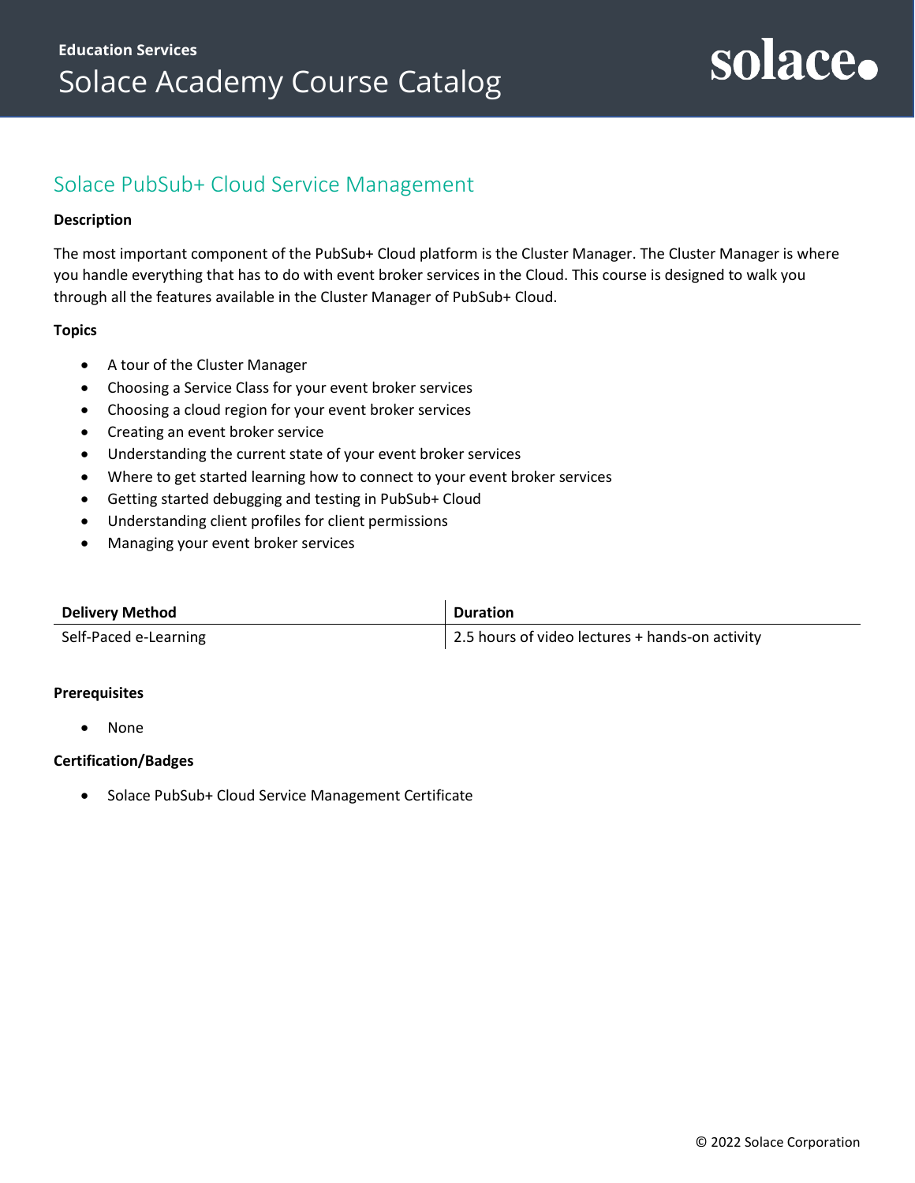## Solace PubSub+ Cloud Service Management

**Description**

The most important component of the PubSub+ Cloud platform is the Cluster Manager. The Cluster Manager is where you handle everything that has to do with event broker services in the Cloud. This course is designed to walk you through all the features available in the Cluster Manager of PubSub+ Cloud.

**Topics**

- A tour of the Cluster Manager
- Choosing a Service Class for your event broker services
- Choosing a cloud region for your event broker services
- Creating an event broker service
- Understanding the current state of your event broker services
- Where to get started learning how to connect to your event broker services
- Getting started debugging and testing in PubSub+ Cloud
- Understanding client profiles for client permissions
- Managing your event broker services

| Delivery Method | Duration |
|---|---|
| Self-Paced e-Learning | 2.5 hours of video lectures + hands-on activity |

**Prerequisites**

- None

**Certification/Badges**

- Solace PubSub+ Cloud Service Management Certificate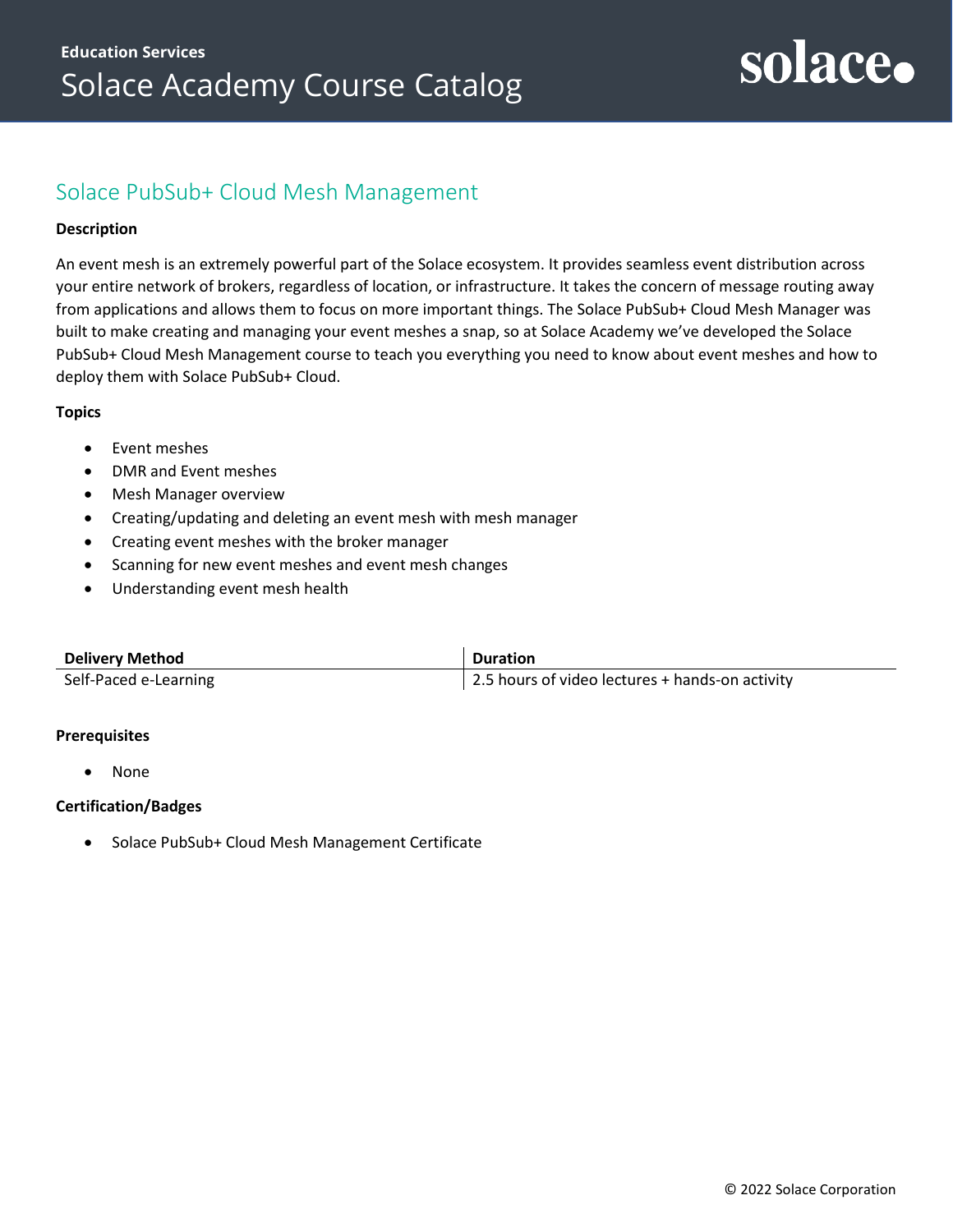## Solace PubSub+ Cloud Mesh Management

**Description**

An event mesh is an extremely powerful part of the Solace ecosystem. It provides seamless event distribution across your entire network of brokers, regardless of location, or infrastructure. It takes the concern of message routing away from applications and allows them to focus on more important things. The Solace PubSub+ Cloud Mesh Manager was built to make creating and managing your event meshes a snap, so at Solace Academy we've developed the Solace PubSub+ Cloud Mesh Management course to teach you everything you need to know about event meshes and how to deploy them with Solace PubSub+ Cloud.

**Topics**

- Event meshes
- DMR and Event meshes
- Mesh Manager overview
- Creating/updating and deleting an event mesh with mesh manager
- Creating event meshes with the broker manager
- Scanning for new event meshes and event mesh changes
- Understanding event mesh health

| Delivery Method | Duration |
|---|---|
| Self-Paced e-Learning | 2.5 hours of video lectures + hands-on activity |

**Prerequisites**

- None

**Certification/Badges**

- Solace PubSub+ Cloud Mesh Management Certificate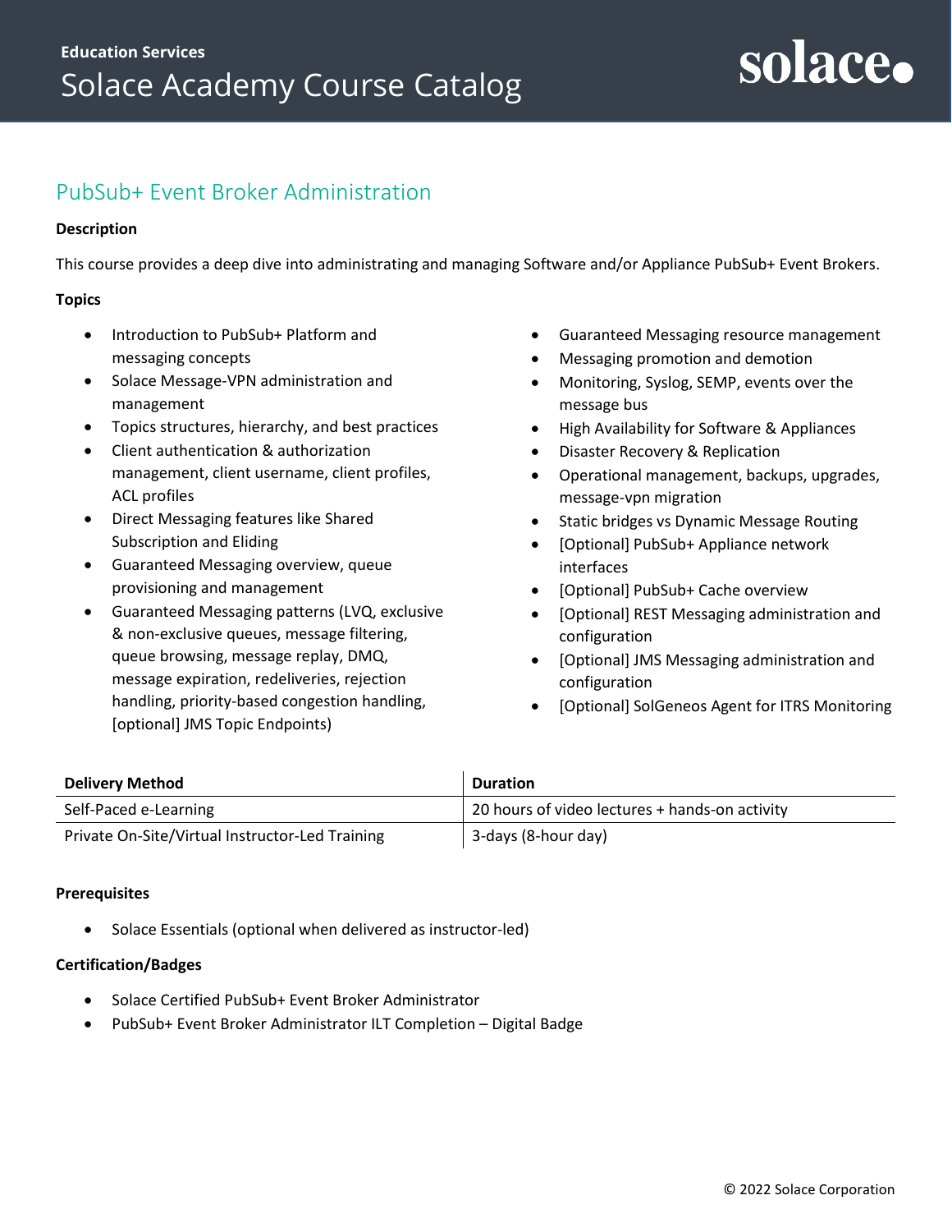## PubSub+ Event Broker Administration

**Description**

This course provides a deep dive into administrating and managing Software and/or Appliance PubSub+ Event Brokers.

**Topics**

- Introduction to PubSub+ Platform and messaging concepts
- Solace Message-VPN administration and management
- Topics structures, hierarchy, and best practices
- Client authentication & authorization management, client username, client profiles, ACL profiles
- Direct Messaging features like Shared Subscription and Eliding
- Guaranteed Messaging overview, queue provisioning and management
- Guaranteed Messaging patterns (LVQ, exclusive & non-exclusive queues, message filtering, queue browsing, message replay, DMQ, message expiration, redeliveries, rejection handling, priority-based congestion handling, [optional] JMS Topic Endpoints)
- Guaranteed Messaging resource management
- Messaging promotion and demotion
- Monitoring, Syslog, SEMP, events over the message bus
- High Availability for Software & Appliances
- Disaster Recovery & Replication
- Operational management, backups, upgrades, message-vpn migration
- Static bridges vs Dynamic Message Routing
- [Optional] PubSub+ Appliance network interfaces
- [Optional] PubSub+ Cache overview
- [Optional] REST Messaging administration and configuration
- [Optional] JMS Messaging administration and configuration
- [Optional] SolGeneos Agent for ITRS Monitoring

| Delivery Method | Duration |
|---|---|
| Self-Paced e-Learning | 20 hours of video lectures + hands-on activity |
| Private On-Site/Virtual Instructor-Led Training | 3-days (8-hour day) |

**Prerequisites**

- Solace Essentials (optional when delivered as instructor-led)

**Certification/Badges**

- Solace Certified PubSub+ Event Broker Administrator
- PubSub+ Event Broker Administrator ILT Completion – Digital Badge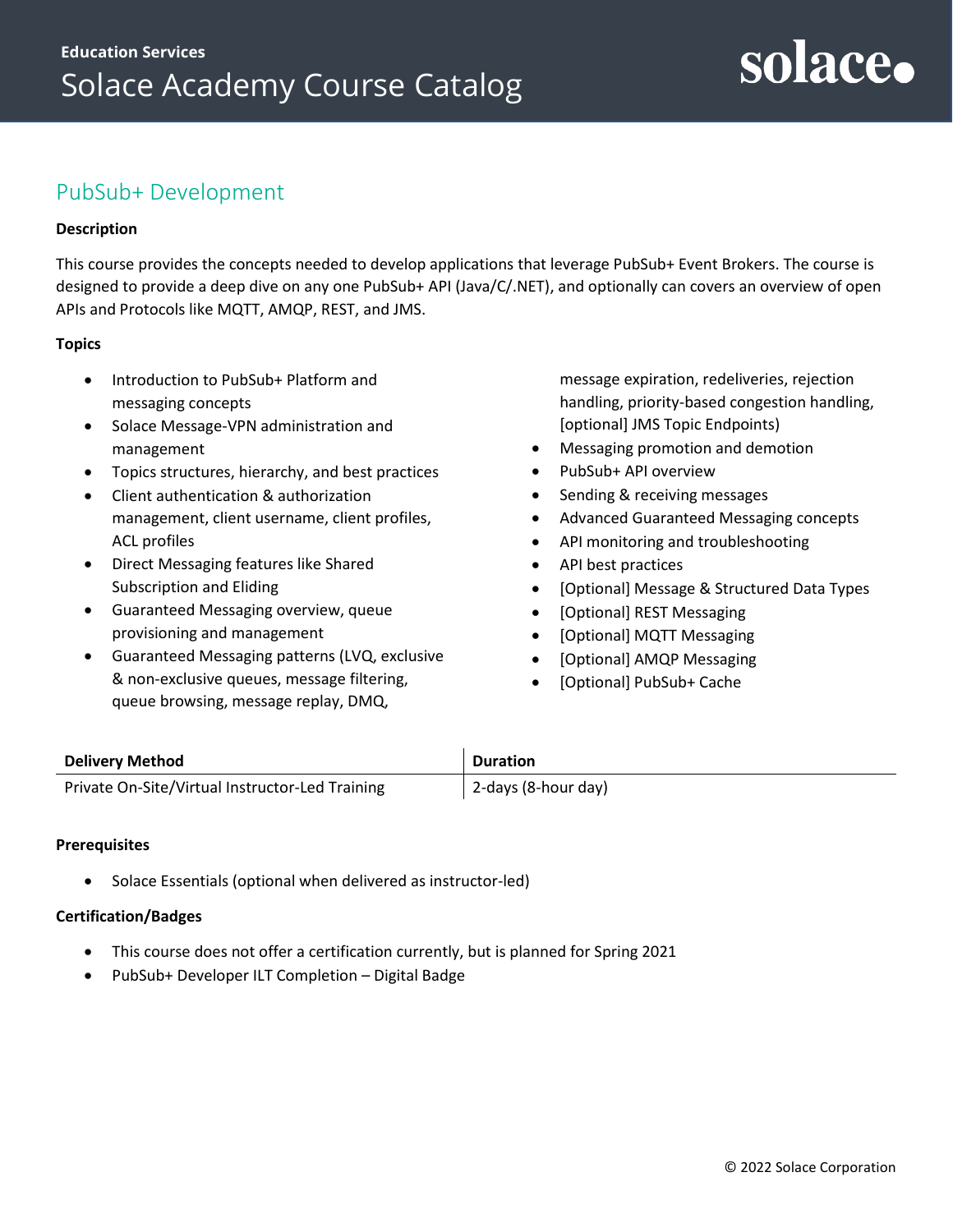## PubSub+ Development

**Description**

This course provides the concepts needed to develop applications that leverage PubSub+ Event Brokers. The course is designed to provide a deep dive on any one PubSub+ API (Java/C/.NET), and optionally can covers an overview of open APIs and Protocols like MQTT, AMQP, REST, and JMS.

**Topics**

- Introduction to PubSub+ Platform and messaging concepts
- Solace Message-VPN administration and management
- Topics structures, hierarchy, and best practices
- Client authentication & authorization management, client username, client profiles, ACL profiles
- Direct Messaging features like Shared Subscription and Eliding
- Guaranteed Messaging overview, queue provisioning and management
- Guaranteed Messaging patterns (LVQ, exclusive & non-exclusive queues, message filtering, queue browsing, message replay, DMQ, message expiration, redeliveries, rejection handling, priority-based congestion handling, [optional] JMS Topic Endpoints)
- Messaging promotion and demotion
- PubSub+ API overview
- Sending & receiving messages
- Advanced Guaranteed Messaging concepts
- API monitoring and troubleshooting
- API best practices
- [Optional] Message & Structured Data Types
- [Optional] REST Messaging
- [Optional] MQTT Messaging
- [Optional] AMQP Messaging
- [Optional] PubSub+ Cache

| Delivery Method | Duration |
|---|---|
| Private On-Site/Virtual Instructor-Led Training | 2-days (8-hour day) |

**Prerequisites**

- Solace Essentials (optional when delivered as instructor-led)

**Certification/Badges**

- This course does not offer a certification currently, but is planned for Spring 2021
- PubSub+ Developer ILT Completion – Digital Badge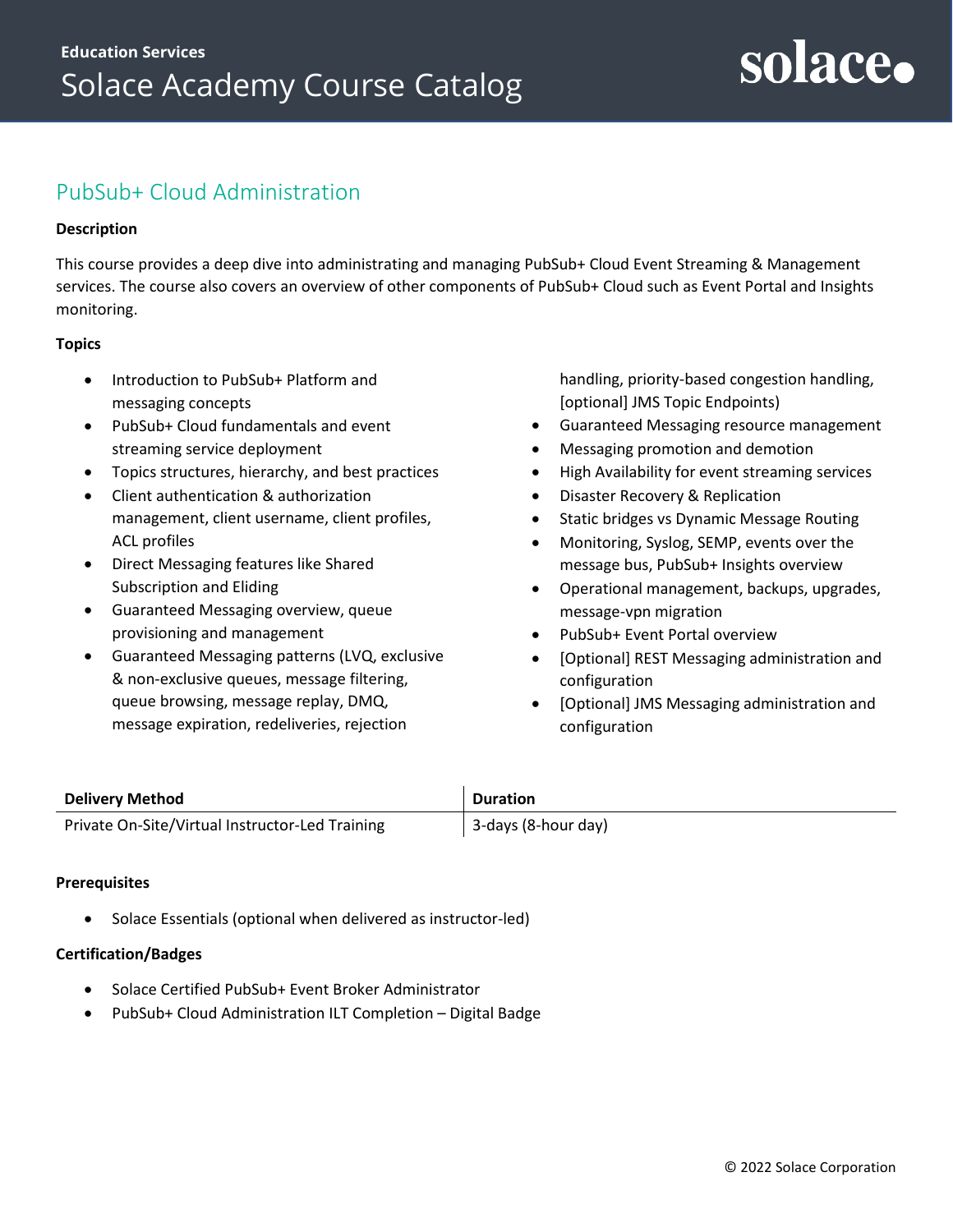## PubSub+ Cloud Administration

**Description**

This course provides a deep dive into administrating and managing PubSub+ Cloud Event Streaming & Management services. The course also covers an overview of other components of PubSub+ Cloud such as Event Portal and Insights monitoring.

**Topics**

- Introduction to PubSub+ Platform and messaging concepts
- PubSub+ Cloud fundamentals and event streaming service deployment
- Topics structures, hierarchy, and best practices
- Client authentication & authorization management, client username, client profiles, ACL profiles
- Direct Messaging features like Shared Subscription and Eliding
- Guaranteed Messaging overview, queue provisioning and management
- Guaranteed Messaging patterns (LVQ, exclusive & non-exclusive queues, message filtering, queue browsing, message replay, DMQ, message expiration, redeliveries, rejection handling, priority-based congestion handling, [optional] JMS Topic Endpoints)
- Guaranteed Messaging resource management
- Messaging promotion and demotion
- High Availability for event streaming services
- Disaster Recovery & Replication
- Static bridges vs Dynamic Message Routing
- Monitoring, Syslog, SEMP, events over the message bus, PubSub+ Insights overview
- Operational management, backups, upgrades, message-vpn migration
- PubSub+ Event Portal overview
- [Optional] REST Messaging administration and configuration
- [Optional] JMS Messaging administration and configuration

| Delivery Method | Duration |
|---|---|
| Private On-Site/Virtual Instructor-Led Training | 3-days (8-hour day) |

**Prerequisites**

- Solace Essentials (optional when delivered as instructor-led)

**Certification/Badges**

- Solace Certified PubSub+ Event Broker Administrator
- PubSub+ Cloud Administration ILT Completion – Digital Badge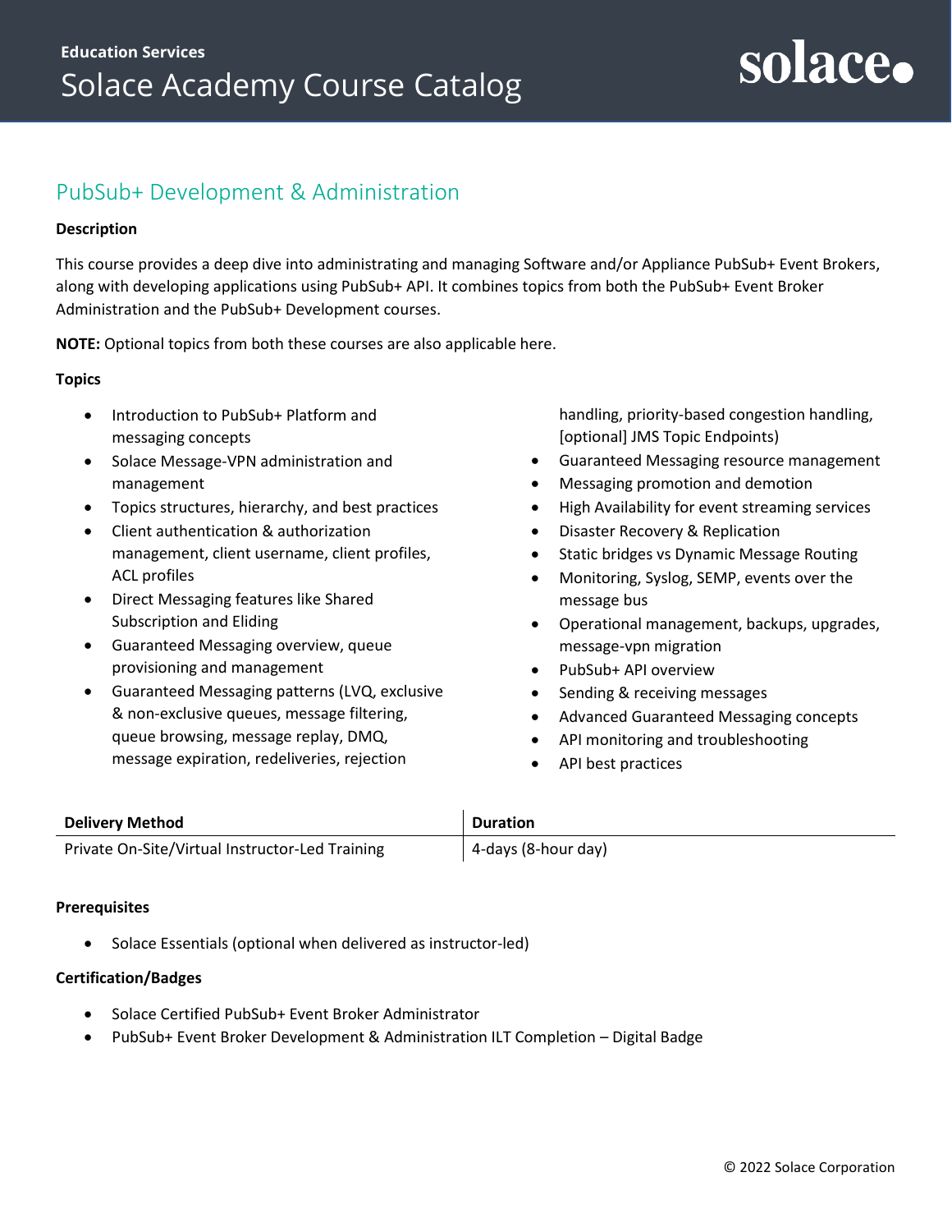## PubSub+ Development & Administration

**Description**

This course provides a deep dive into administrating and managing Software and/or Appliance PubSub+ Event Brokers, along with developing applications using PubSub+ API. It combines topics from both the PubSub+ Event Broker Administration and the PubSub+ Development courses.

**NOTE:** Optional topics from both these courses are also applicable here.

**Topics**

- Introduction to PubSub+ Platform and messaging concepts
- Solace Message-VPN administration and management
- Topics structures, hierarchy, and best practices
- Client authentication & authorization management, client username, client profiles, ACL profiles
- Direct Messaging features like Shared Subscription and Eliding
- Guaranteed Messaging overview, queue provisioning and management
- Guaranteed Messaging patterns (LVQ, exclusive & non-exclusive queues, message filtering, queue browsing, message replay, DMQ, message expiration, redeliveries, rejection handling, priority-based congestion handling, [optional] JMS Topic Endpoints)
- Guaranteed Messaging resource management
- Messaging promotion and demotion
- High Availability for event streaming services
- Disaster Recovery & Replication
- Static bridges vs Dynamic Message Routing
- Monitoring, Syslog, SEMP, events over the message bus
- Operational management, backups, upgrades, message-vpn migration
- PubSub+ API overview
- Sending & receiving messages
- Advanced Guaranteed Messaging concepts
- API monitoring and troubleshooting
- API best practices

| Delivery Method | Duration |
|---|---|
| Private On-Site/Virtual Instructor-Led Training | 4-days (8-hour day) |

**Prerequisites**

- Solace Essentials (optional when delivered as instructor-led)

**Certification/Badges**

- Solace Certified PubSub+ Event Broker Administrator
- PubSub+ Event Broker Development & Administration ILT Completion – Digital Badge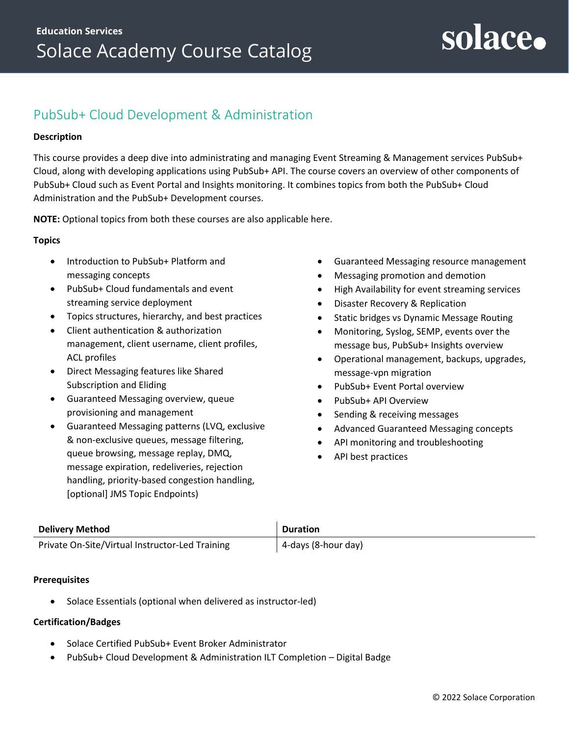## PubSub+ Cloud Development & Administration

**Description**

This course provides a deep dive into administrating and managing Event Streaming & Management services PubSub+ Cloud, along with developing applications using PubSub+ API. The course covers an overview of other components of PubSub+ Cloud such as Event Portal and Insights monitoring. It combines topics from both the PubSub+ Cloud Administration and the PubSub+ Development courses.

**NOTE:** Optional topics from both these courses are also applicable here.

**Topics**

- Introduction to PubSub+ Platform and messaging concepts
- PubSub+ Cloud fundamentals and event streaming service deployment
- Topics structures, hierarchy, and best practices
- Client authentication & authorization management, client username, client profiles, ACL profiles
- Direct Messaging features like Shared Subscription and Eliding
- Guaranteed Messaging overview, queue provisioning and management
- Guaranteed Messaging patterns (LVQ, exclusive & non-exclusive queues, message filtering, queue browsing, message replay, DMQ, message expiration, redeliveries, rejection handling, priority-based congestion handling, [optional] JMS Topic Endpoints)
- Guaranteed Messaging resource management
- Messaging promotion and demotion
- High Availability for event streaming services
- Disaster Recovery & Replication
- Static bridges vs Dynamic Message Routing
- Monitoring, Syslog, SEMP, events over the message bus, PubSub+ Insights overview
- Operational management, backups, upgrades, message-vpn migration
- PubSub+ Event Portal overview
- PubSub+ API Overview
- Sending & receiving messages
- Advanced Guaranteed Messaging concepts
- API monitoring and troubleshooting
- API best practices

| Delivery Method | Duration |
|---|---|
| Private On-Site/Virtual Instructor-Led Training | 4-days (8-hour day) |

**Prerequisites**

- Solace Essentials (optional when delivered as instructor-led)

**Certification/Badges**

- Solace Certified PubSub+ Event Broker Administrator
- PubSub+ Cloud Development & Administration ILT Completion – Digital Badge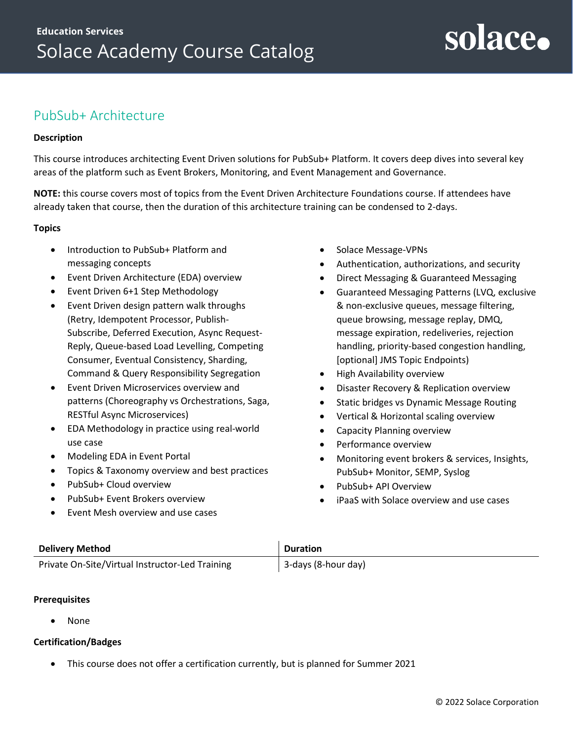## PubSub+ Architecture

**Description**

This course introduces architecting Event Driven solutions for PubSub+ Platform. It covers deep dives into several key areas of the platform such as Event Brokers, Monitoring, and Event Management and Governance.

**NOTE:** this course covers most of topics from the Event Driven Architecture Foundations course. If attendees have already taken that course, then the duration of this architecture training can be condensed to 2-days.

**Topics**

- Introduction to PubSub+ Platform and messaging concepts
- Event Driven Architecture (EDA) overview
- Event Driven 6+1 Step Methodology
- Event Driven design pattern walk throughs (Retry, Idempotent Processor, Publish-Subscribe, Deferred Execution, Async Request-Reply, Queue-based Load Levelling, Competing Consumer, Eventual Consistency, Sharding, Command & Query Responsibility Segregation
- Event Driven Microservices overview and patterns (Choreography vs Orchestrations, Saga, RESTful Async Microservices)
- EDA Methodology in practice using real-world use case
- Modeling EDA in Event Portal
- Topics & Taxonomy overview and best practices
- PubSub+ Cloud overview
- PubSub+ Event Brokers overview
- Event Mesh overview and use cases
- Solace Message-VPNs
- Authentication, authorizations, and security
- Direct Messaging & Guaranteed Messaging
- Guaranteed Messaging Patterns (LVQ, exclusive & non-exclusive queues, message filtering, queue browsing, message replay, DMQ, message expiration, redeliveries, rejection handling, priority-based congestion handling, [optional] JMS Topic Endpoints)
- High Availability overview
- Disaster Recovery & Replication overview
- Static bridges vs Dynamic Message Routing
- Vertical & Horizontal scaling overview
- Capacity Planning overview
- Performance overview
- Monitoring event brokers & services, Insights, PubSub+ Monitor, SEMP, Syslog
- PubSub+ API Overview
- iPaaS with Solace overview and use cases

| Delivery Method | Duration |
| --- | --- |
| Private On-Site/Virtual Instructor-Led Training | 3-days (8-hour day) |

**Prerequisites**

- None

**Certification/Badges**

- This course does not offer a certification currently, but is planned for Summer 2021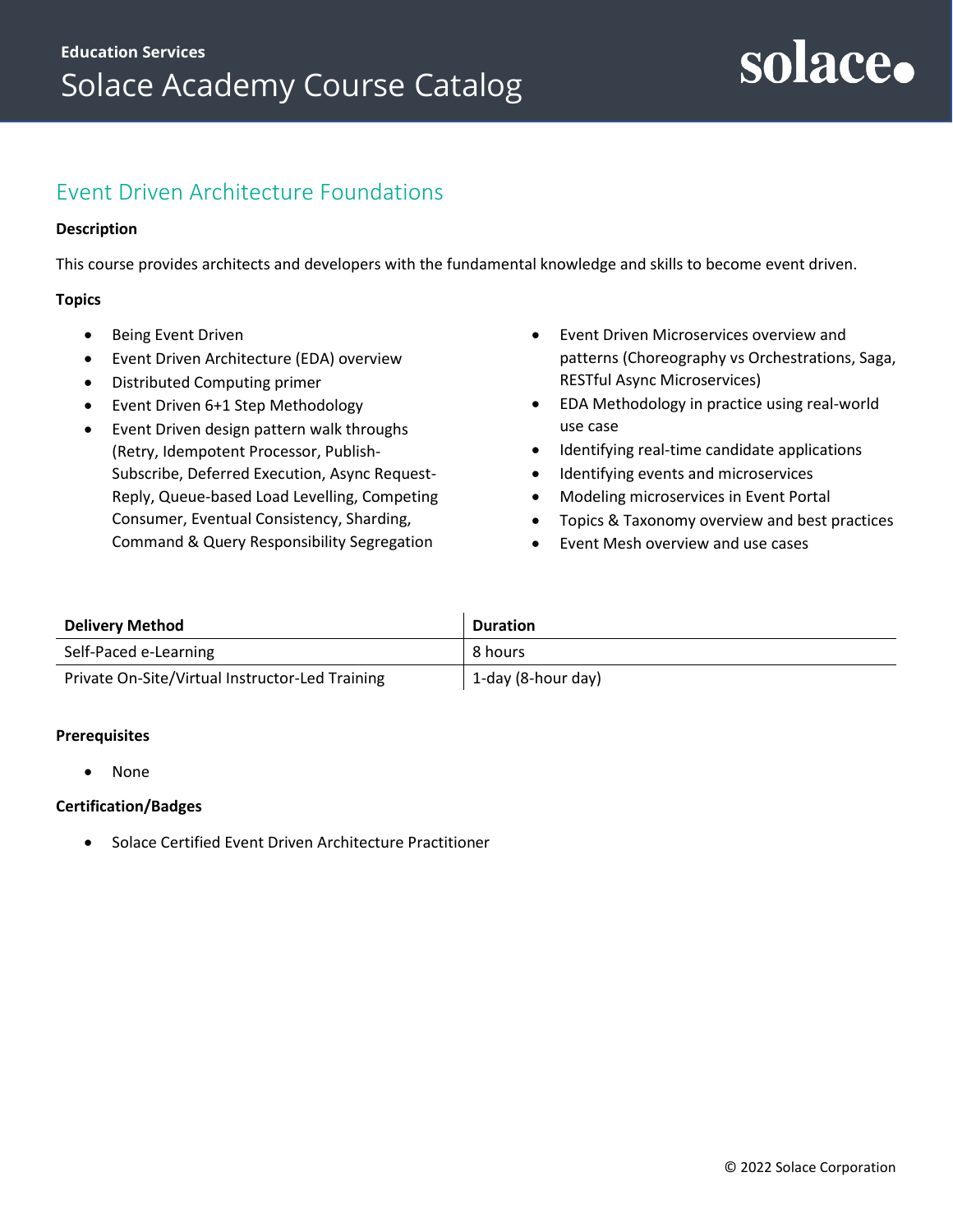## Event Driven Architecture Foundations

**Description**

This course provides architects and developers with the fundamental knowledge and skills to become event driven.

**Topics**

- Being Event Driven
- Event Driven Architecture (EDA) overview
- Distributed Computing primer
- Event Driven 6+1 Step Methodology
- Event Driven design pattern walk throughs (Retry, Idempotent Processor, Publish-Subscribe, Deferred Execution, Async Request-Reply, Queue-based Load Levelling, Competing Consumer, Eventual Consistency, Sharding, Command & Query Responsibility Segregation
- Event Driven Microservices overview and patterns (Choreography vs Orchestrations, Saga, RESTful Async Microservices)
- EDA Methodology in practice using real-world use case
- Identifying real-time candidate applications
- Identifying events and microservices
- Modeling microservices in Event Portal
- Topics & Taxonomy overview and best practices
- Event Mesh overview and use cases

| Delivery Method | Duration |
| --- | --- |
| Self-Paced e-Learning | 8 hours |
| Private On-Site/Virtual Instructor-Led Training | 1-day (8-hour day) |

**Prerequisites**

- None

**Certification/Badges**

- Solace Certified Event Driven Architecture Practitioner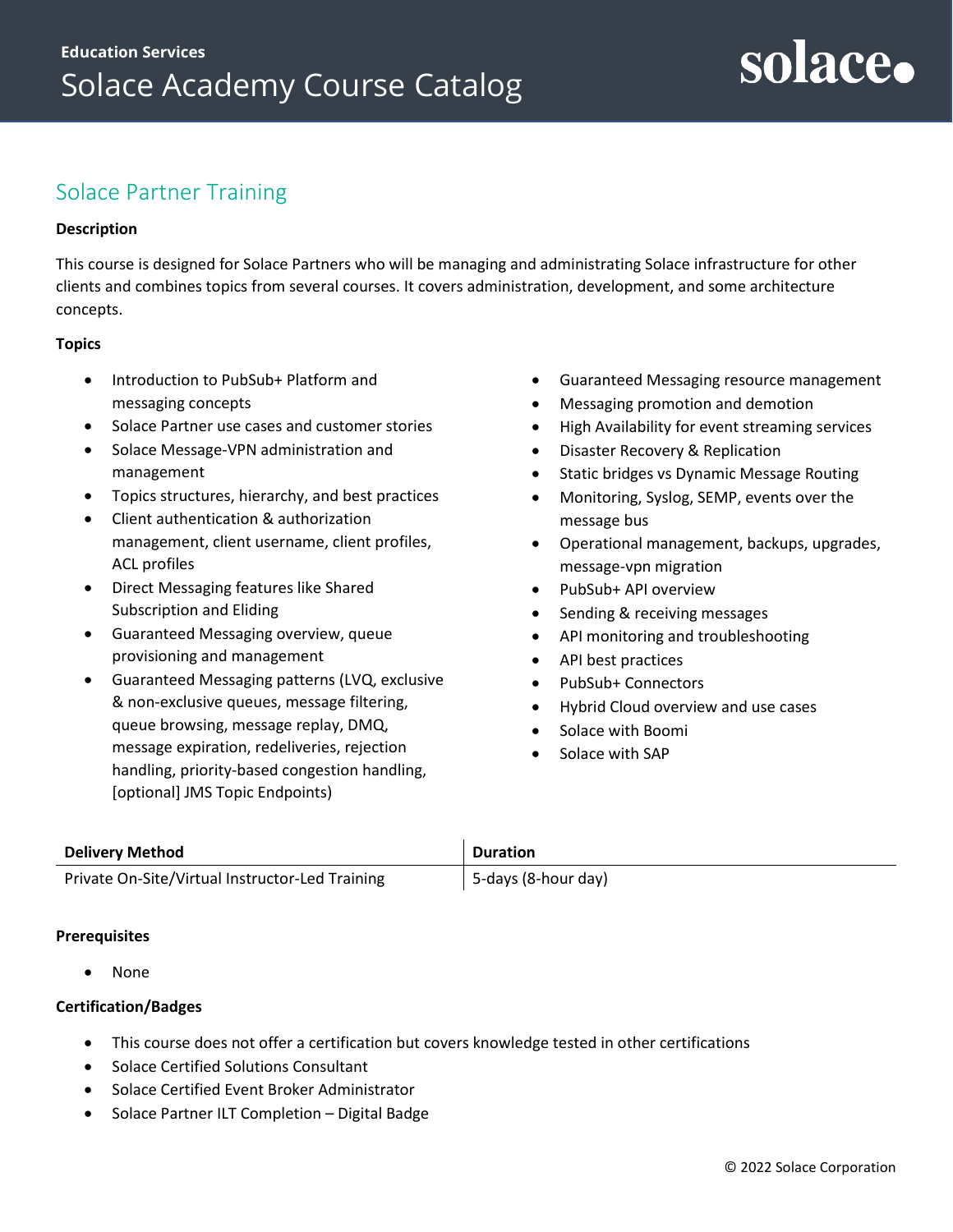## Solace Partner Training

**Description**

This course is designed for Solace Partners who will be managing and administrating Solace infrastructure for other clients and combines topics from several courses. It covers administration, development, and some architecture concepts.

**Topics**

- Introduction to PubSub+ Platform and messaging concepts
- Solace Partner use cases and customer stories
- Solace Message-VPN administration and management
- Topics structures, hierarchy, and best practices
- Client authentication & authorization management, client username, client profiles, ACL profiles
- Direct Messaging features like Shared Subscription and Eliding
- Guaranteed Messaging overview, queue provisioning and management
- Guaranteed Messaging patterns (LVQ, exclusive & non-exclusive queues, message filtering, queue browsing, message replay, DMQ, message expiration, redeliveries, rejection handling, priority-based congestion handling, [optional] JMS Topic Endpoints)
- Guaranteed Messaging resource management
- Messaging promotion and demotion
- High Availability for event streaming services
- Disaster Recovery & Replication
- Static bridges vs Dynamic Message Routing
- Monitoring, Syslog, SEMP, events over the message bus
- Operational management, backups, upgrades, message-vpn migration
- PubSub+ API overview
- Sending & receiving messages
- API monitoring and troubleshooting
- API best practices
- PubSub+ Connectors
- Hybrid Cloud overview and use cases
- Solace with Boomi
- Solace with SAP

| Delivery Method | Duration |
| --- | --- |
| Private On-Site/Virtual Instructor-Led Training | 5-days (8-hour day) |

**Prerequisites**

- None

**Certification/Badges**

- This course does not offer a certification but covers knowledge tested in other certifications
- Solace Certified Solutions Consultant
- Solace Certified Event Broker Administrator
- Solace Partner ILT Completion – Digital Badge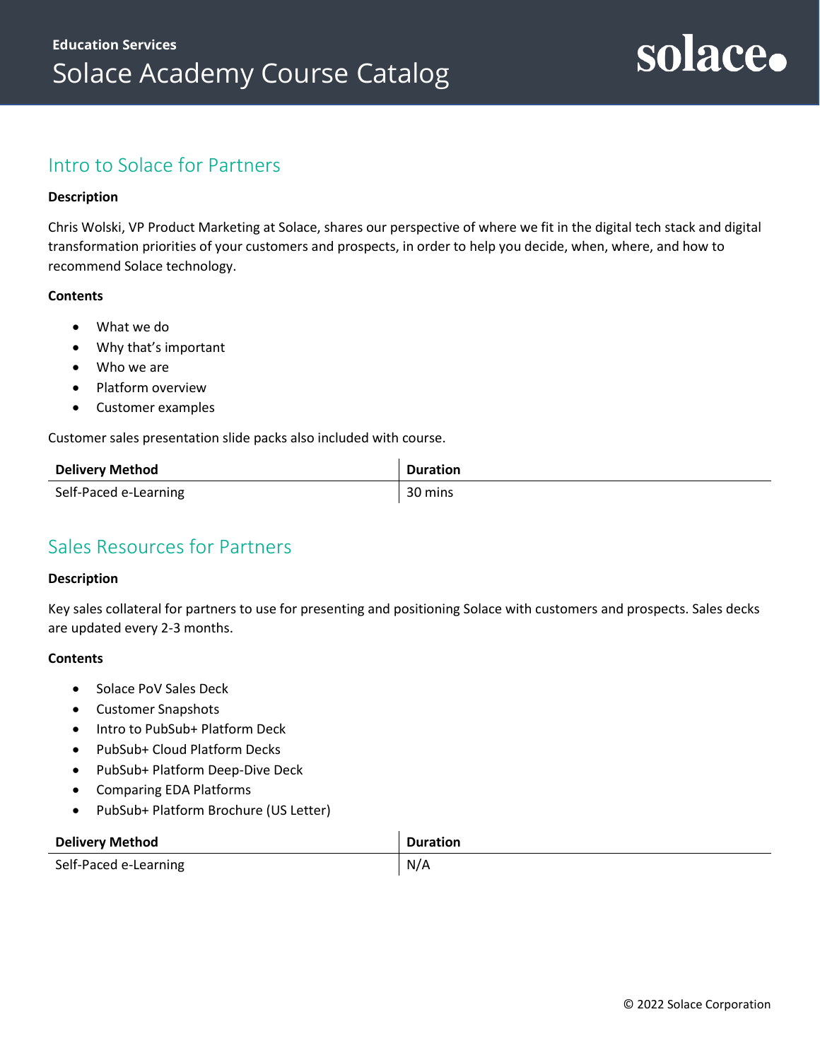## Intro to Solace for Partners

**Description**

Chris Wolski, VP Product Marketing at Solace, shares our perspective of where we fit in the digital tech stack and digital transformation priorities of your customers and prospects, in order to help you decide, when, where, and how to recommend Solace technology.

**Contents**

- What we do
- Why that's important
- Who we are
- Platform overview
- Customer examples

Customer sales presentation slide packs also included with course.

| Delivery Method | Duration |
|---|---|
| Self-Paced e-Learning | 30 mins |

## Sales Resources for Partners

**Description**

Key sales collateral for partners to use for presenting and positioning Solace with customers and prospects. Sales decks are updated every 2-3 months.

**Contents**

- Solace PoV Sales Deck
- Customer Snapshots
- Intro to PubSub+ Platform Deck
- PubSub+ Cloud Platform Decks
- PubSub+ Platform Deep-Dive Deck
- Comparing EDA Platforms
- PubSub+ Platform Brochure (US Letter)

| Delivery Method | Duration |
|---|---|
| Self-Paced e-Learning | N/A |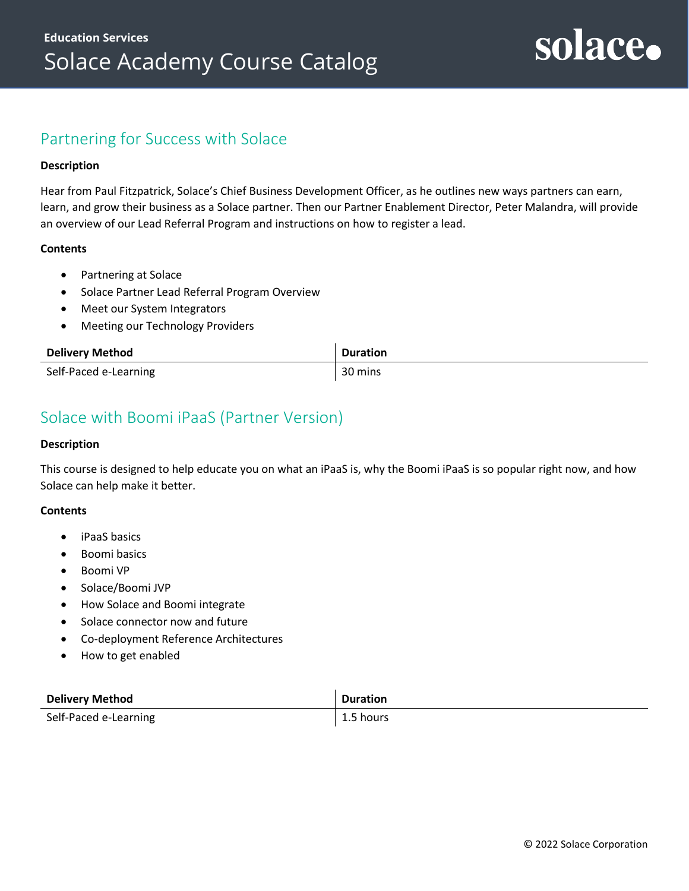## Partnering for Success with Solace

**Description**

Hear from Paul Fitzpatrick, Solace's Chief Business Development Officer, as he outlines new ways partners can earn, learn, and grow their business as a Solace partner. Then our Partner Enablement Director, Peter Malandra, will provide an overview of our Lead Referral Program and instructions on how to register a lead.

**Contents**

- Partnering at Solace
- Solace Partner Lead Referral Program Overview
- Meet our System Integrators
- Meeting our Technology Providers

| Delivery Method | Duration |
|---|---|
| Self-Paced e-Learning | 30 mins |

## Solace with Boomi iPaaS (Partner Version)

**Description**

This course is designed to help educate you on what an iPaaS is, why the Boomi iPaaS is so popular right now, and how Solace can help make it better.

**Contents**

- iPaaS basics
- Boomi basics
- Boomi VP
- Solace/Boomi JVP
- How Solace and Boomi integrate
- Solace connector now and future
- Co-deployment Reference Architectures
- How to get enabled

| Delivery Method | Duration |
|---|---|
| Self-Paced e-Learning | 1.5 hours |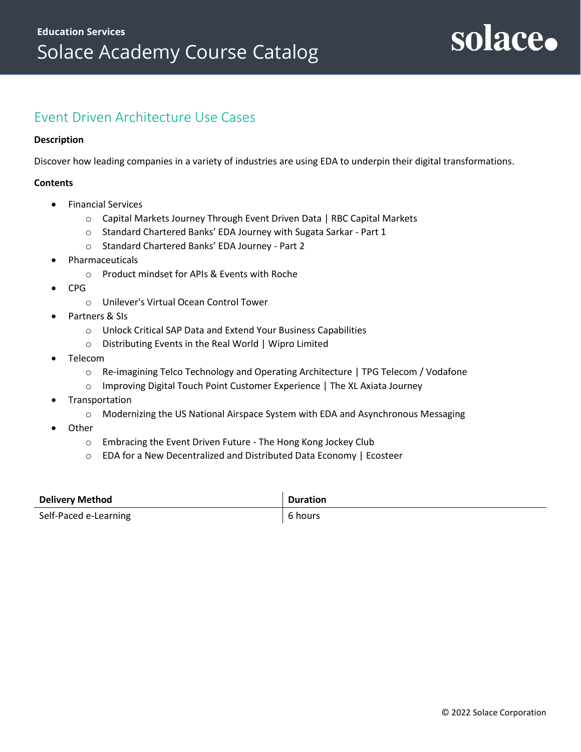## Event Driven Architecture Use Cases

**Description**

Discover how leading companies in a variety of industries are using EDA to underpin their digital transformations.

**Contents**

- Financial Services
  - Capital Markets Journey Through Event Driven Data | RBC Capital Markets
  - Standard Chartered Banks' EDA Journey with Sugata Sarkar - Part 1
  - Standard Chartered Banks' EDA Journey - Part 2
- Pharmaceuticals
  - Product mindset for APIs & Events with Roche
- CPG
  - Unilever's Virtual Ocean Control Tower
- Partners & SIs
  - Unlock Critical SAP Data and Extend Your Business Capabilities
  - Distributing Events in the Real World | Wipro Limited
- Telecom
  - Re-imagining Telco Technology and Operating Architecture | TPG Telecom / Vodafone
  - Improving Digital Touch Point Customer Experience | The XL Axiata Journey
- Transportation
  - Modernizing the US National Airspace System with EDA and Asynchronous Messaging
- Other
  - Embracing the Event Driven Future - The Hong Kong Jockey Club
  - EDA for a New Decentralized and Distributed Data Economy | Ecosteer

| Delivery Method | Duration |
| --- | --- |
| Self-Paced e-Learning | 6 hours |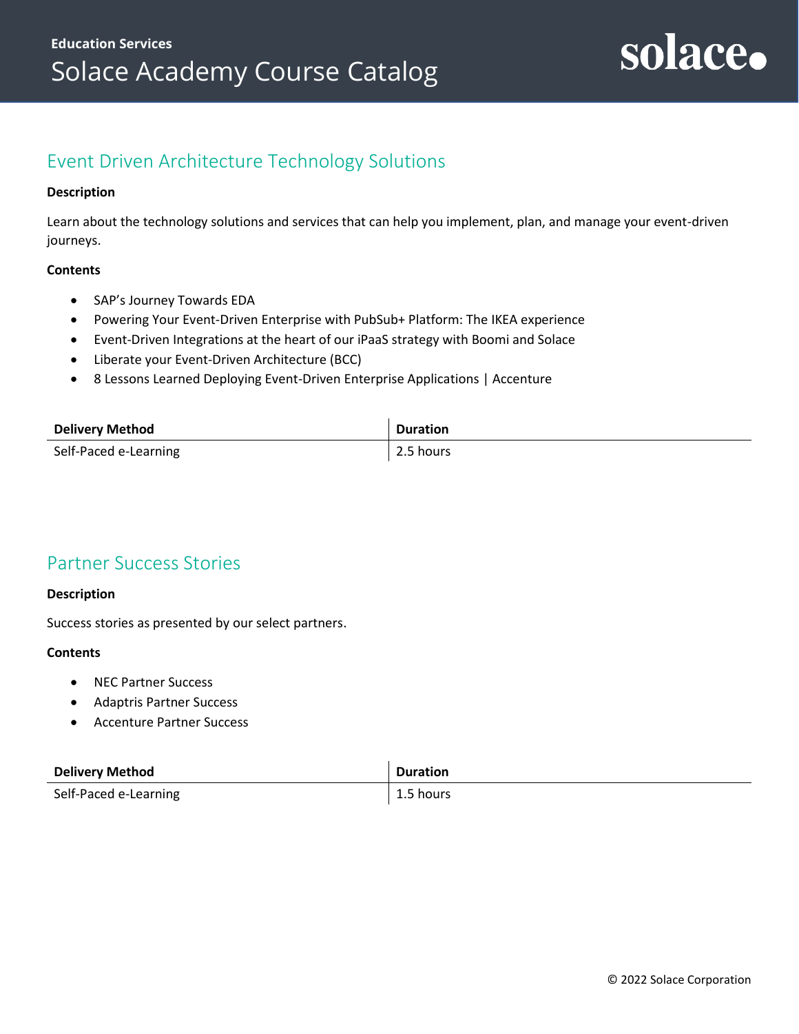## Event Driven Architecture Technology Solutions

**Description**

Learn about the technology solutions and services that can help you implement, plan, and manage your event-driven journeys.

**Contents**

- SAP's Journey Towards EDA
- Powering Your Event-Driven Enterprise with PubSub+ Platform: The IKEA experience
- Event-Driven Integrations at the heart of our iPaaS strategy with Boomi and Solace
- Liberate your Event-Driven Architecture (BCC)
- 8 Lessons Learned Deploying Event-Driven Enterprise Applications | Accenture

| Delivery Method | Duration |
|---|---|
| Self-Paced e-Learning | 2.5 hours |

## Partner Success Stories

**Description**

Success stories as presented by our select partners.

**Contents**

- NEC Partner Success
- Adaptris Partner Success
- Accenture Partner Success

| Delivery Method | Duration |
|---|---|
| Self-Paced e-Learning | 1.5 hours |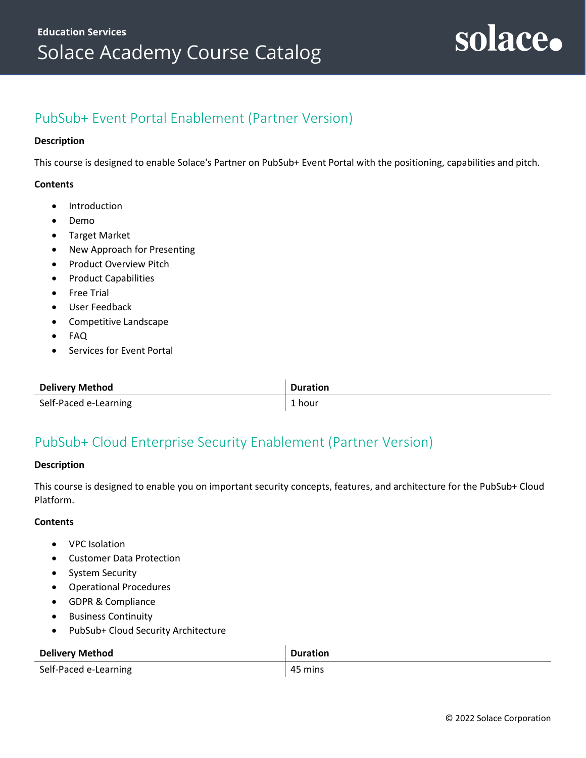## PubSub+ Event Portal Enablement (Partner Version)

**Description**

This course is designed to enable Solace's Partner on PubSub+ Event Portal with the positioning, capabilities and pitch.

**Contents**

- Introduction
- Demo
- Target Market
- New Approach for Presenting
- Product Overview Pitch
- Product Capabilities
- Free Trial
- User Feedback
- Competitive Landscape
- FAQ
- Services for Event Portal

| Delivery Method | Duration |
|---|---|
| Self-Paced e-Learning | 1 hour |

## PubSub+ Cloud Enterprise Security Enablement (Partner Version)

**Description**

This course is designed to enable you on important security concepts, features, and architecture for the PubSub+ Cloud Platform.

**Contents**

- VPC Isolation
- Customer Data Protection
- System Security
- Operational Procedures
- GDPR & Compliance
- Business Continuity
- PubSub+ Cloud Security Architecture

| Delivery Method | Duration |
|---|---|
| Self-Paced e-Learning | 45 mins |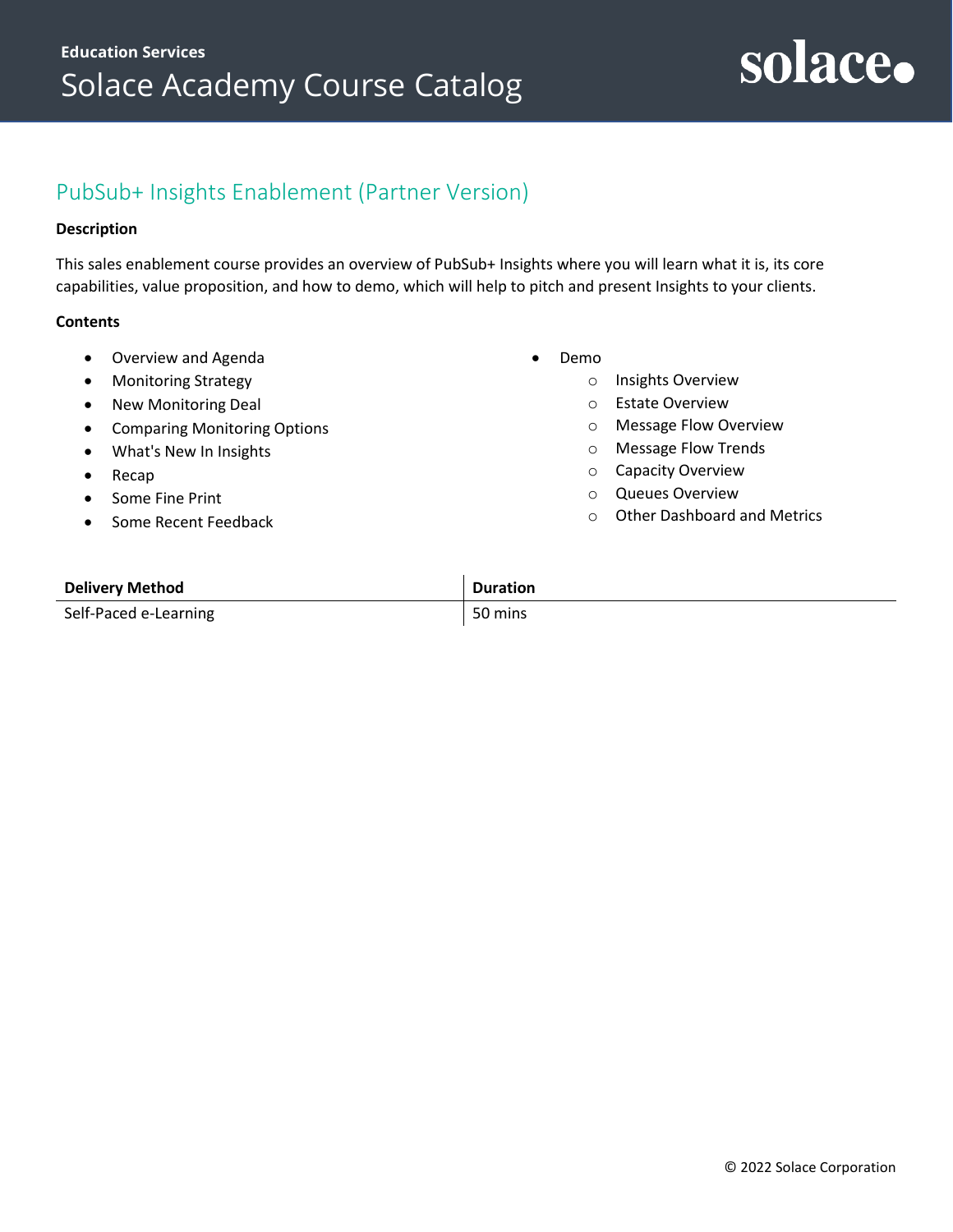## PubSub+ Insights Enablement (Partner Version)

**Description**

This sales enablement course provides an overview of PubSub+ Insights where you will learn what it is, its core capabilities, value proposition, and how to demo, which will help to pitch and present Insights to your clients.

**Contents**

- Overview and Agenda
- Monitoring Strategy
- New Monitoring Deal
- Comparing Monitoring Options
- What's New In Insights
- Recap
- Some Fine Print
- Some Recent Feedback
- Demo
  - Insights Overview
  - Estate Overview
  - Message Flow Overview
  - Message Flow Trends
  - Capacity Overview
  - Queues Overview
  - Other Dashboard and Metrics

| Delivery Method | Duration |
| --- | --- |
| Self-Paced e-Learning | 50 mins |

© 2022 Solace Corporation